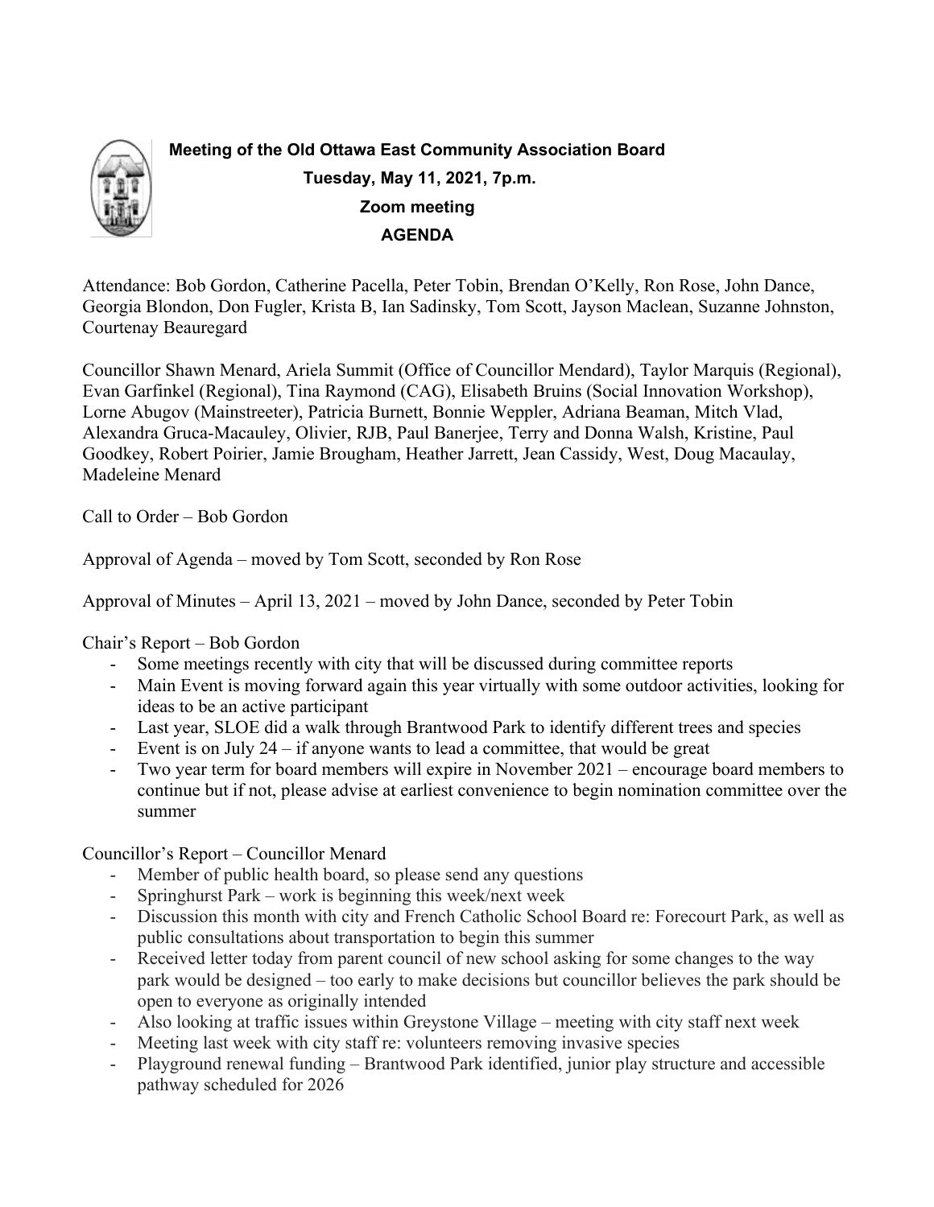**Meeting of the Old Ottawa East Community Association Board**
**Tuesday, May 11, 2021, 7p.m.**
**Zoom meeting**
**AGENDA**

Attendance: Bob Gordon, Catherine Pacella, Peter Tobin, Brendan O'Kelly, Ron Rose, John Dance, Georgia Blondon, Don Fugler, Krista B, Ian Sadinsky, Tom Scott, Jayson Maclean, Suzanne Johnston, Courtenay Beauregard

Councillor Shawn Menard, Ariela Summit (Office of Councillor Mendard), Taylor Marquis (Regional), Evan Garfinkel (Regional), Tina Raymond (CAG), Elisabeth Bruins (Social Innovation Workshop), Lorne Abugov (Mainstreeter), Patricia Burnett, Bonnie Weppler, Adriana Beaman, Mitch Vlad, Alexandra Gruca-Macauley, Olivier, RJB, Paul Banerjee, Terry and Donna Walsh, Kristine, Paul Goodkey, Robert Poirier, Jamie Brougham, Heather Jarrett, Jean Cassidy, West, Doug Macaulay, Madeleine Menard

Call to Order – Bob Gordon

Approval of Agenda – moved by Tom Scott, seconded by Ron Rose

Approval of Minutes – April 13, 2021 – moved by John Dance, seconded by Peter Tobin

Chair's Report – Bob Gordon

- Some meetings recently with city that will be discussed during committee reports
- Main Event is moving forward again this year virtually with some outdoor activities, looking for ideas to be an active participant
- Last year, SLOE did a walk through Brantwood Park to identify different trees and species
- Event is on July 24 – if anyone wants to lead a committee, that would be great
- Two year term for board members will expire in November 2021 – encourage board members to continue but if not, please advise at earliest convenience to begin nomination committee over the summer

Councillor's Report – Councillor Menard

- Member of public health board, so please send any questions
- Springhurst Park – work is beginning this week/next week
- Discussion this month with city and French Catholic School Board re: Forecourt Park, as well as public consultations about transportation to begin this summer
- Received letter today from parent council of new school asking for some changes to the way park would be designed – too early to make decisions but councillor believes the park should be open to everyone as originally intended
- Also looking at traffic issues within Greystone Village – meeting with city staff next week
- Meeting last week with city staff re: volunteers removing invasive species
- Playground renewal funding – Brantwood Park identified, junior play structure and accessible pathway scheduled for 2026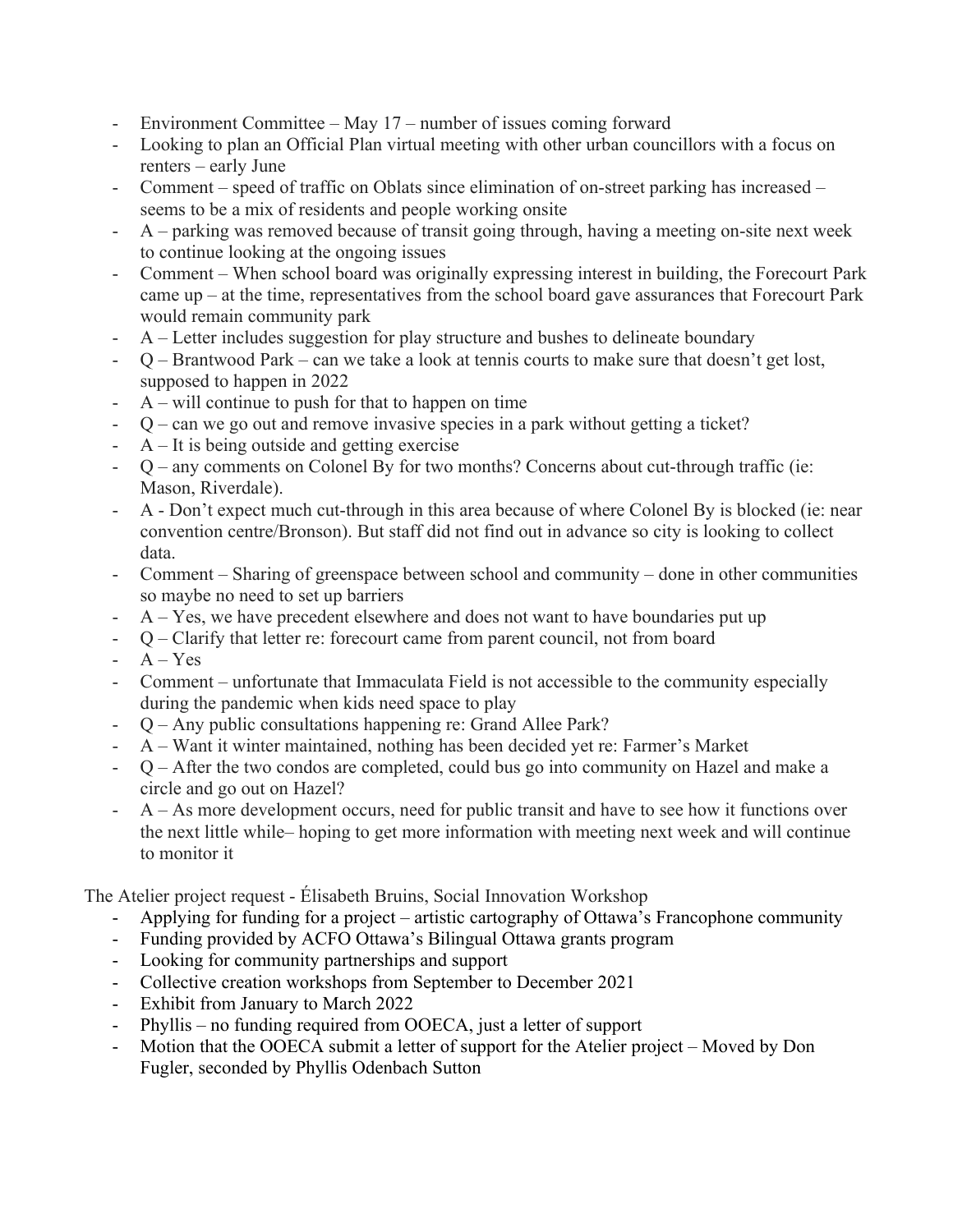- Environment Committee – May 17 – number of issues coming forward
- Looking to plan an Official Plan virtual meeting with other urban councillors with a focus on renters – early June
- Comment – speed of traffic on Oblats since elimination of on-street parking has increased – seems to be a mix of residents and people working onsite
- A – parking was removed because of transit going through, having a meeting on-site next week to continue looking at the ongoing issues
- Comment – When school board was originally expressing interest in building, the Forecourt Park came up – at the time, representatives from the school board gave assurances that Forecourt Park would remain community park
- A – Letter includes suggestion for play structure and bushes to delineate boundary
- Q – Brantwood Park – can we take a look at tennis courts to make sure that doesn't get lost, supposed to happen in 2022
- A – will continue to push for that to happen on time
- Q – can we go out and remove invasive species in a park without getting a ticket?
- A – It is being outside and getting exercise
- Q – any comments on Colonel By for two months? Concerns about cut-through traffic (ie: Mason, Riverdale).
- A - Don't expect much cut-through in this area because of where Colonel By is blocked (ie: near convention centre/Bronson). But staff did not find out in advance so city is looking to collect data.
- Comment – Sharing of greenspace between school and community – done in other communities so maybe no need to set up barriers
- A – Yes, we have precedent elsewhere and does not want to have boundaries put up
- Q – Clarify that letter re: forecourt came from parent council, not from board
- A – Yes
- Comment – unfortunate that Immaculata Field is not accessible to the community especially during the pandemic when kids need space to play
- Q – Any public consultations happening re: Grand Allee Park?
- A – Want it winter maintained, nothing has been decided yet re: Farmer's Market
- Q – After the two condos are completed, could bus go into community on Hazel and make a circle and go out on Hazel?
- A – As more development occurs, need for public transit and have to see how it functions over the next little while– hoping to get more information with meeting next week and will continue to monitor it

The Atelier project request - Élisabeth Bruins, Social Innovation Workshop

- Applying for funding for a project – artistic cartography of Ottawa's Francophone community
- Funding provided by ACFO Ottawa's Bilingual Ottawa grants program
- Looking for community partnerships and support
- Collective creation workshops from September to December 2021
- Exhibit from January to March 2022
- Phyllis – no funding required from OOECA, just a letter of support
- Motion that the OOECA submit a letter of support for the Atelier project – Moved by Don Fugler, seconded by Phyllis Odenbach Sutton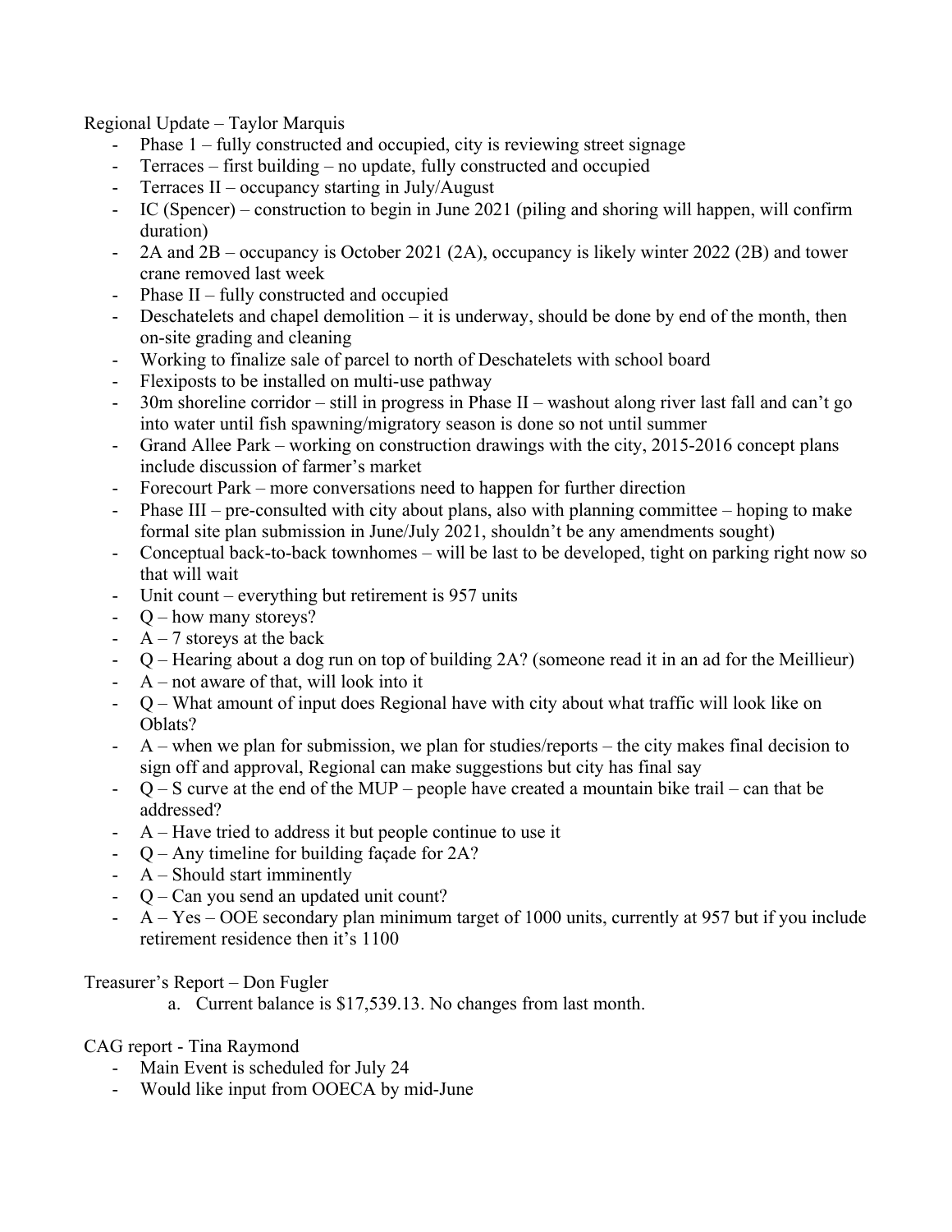Regional Update – Taylor Marquis

- Phase 1 – fully constructed and occupied, city is reviewing street signage
- Terraces – first building – no update, fully constructed and occupied
- Terraces II – occupancy starting in July/August
- IC (Spencer) – construction to begin in June 2021 (piling and shoring will happen, will confirm duration)
- 2A and 2B – occupancy is October 2021 (2A), occupancy is likely winter 2022 (2B) and tower crane removed last week
- Phase II – fully constructed and occupied
- Deschatelets and chapel demolition – it is underway, should be done by end of the month, then on-site grading and cleaning
- Working to finalize sale of parcel to north of Deschatelets with school board
- Flexiposts to be installed on multi-use pathway
- 30m shoreline corridor – still in progress in Phase II – washout along river last fall and can't go into water until fish spawning/migratory season is done so not until summer
- Grand Allee Park – working on construction drawings with the city, 2015-2016 concept plans include discussion of farmer's market
- Forecourt Park – more conversations need to happen for further direction
- Phase III – pre-consulted with city about plans, also with planning committee – hoping to make formal site plan submission in June/July 2021, shouldn't be any amendments sought)
- Conceptual back-to-back townhomes – will be last to be developed, tight on parking right now so that will wait
- Unit count – everything but retirement is 957 units
- Q – how many storeys?
- A – 7 storeys at the back
- Q – Hearing about a dog run on top of building 2A? (someone read it in an ad for the Meillieur)
- A – not aware of that, will look into it
- Q – What amount of input does Regional have with city about what traffic will look like on Oblats?
- A – when we plan for submission, we plan for studies/reports – the city makes final decision to sign off and approval, Regional can make suggestions but city has final say
- Q – S curve at the end of the MUP – people have created a mountain bike trail – can that be addressed?
- A – Have tried to address it but people continue to use it
- Q – Any timeline for building façade for 2A?
- A – Should start imminently
- Q – Can you send an updated unit count?
- A – Yes – OOE secondary plan minimum target of 1000 units, currently at 957 but if you include retirement residence then it's 1100

Treasurer's Report – Don Fugler

a. Current balance is $17,539.13. No changes from last month.

CAG report - Tina Raymond

- Main Event is scheduled for July 24
- Would like input from OOECA by mid-June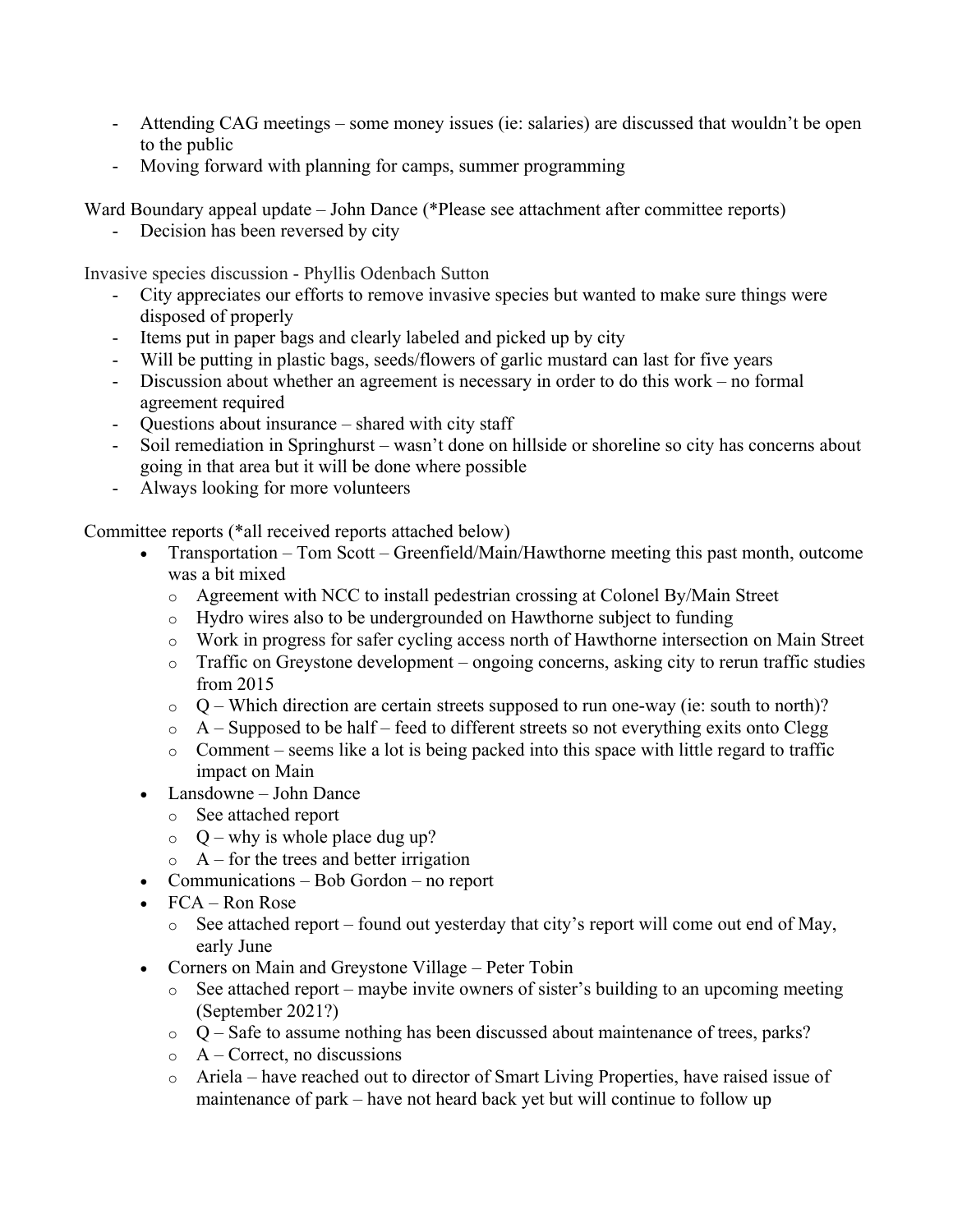- Attending CAG meetings – some money issues (ie: salaries) are discussed that wouldn't be open to the public
- Moving forward with planning for camps, summer programming

Ward Boundary appeal update – John Dance (*Please see attachment after committee reports)

- Decision has been reversed by city

Invasive species discussion - Phyllis Odenbach Sutton

- City appreciates our efforts to remove invasive species but wanted to make sure things were disposed of properly
- Items put in paper bags and clearly labeled and picked up by city
- Will be putting in plastic bags, seeds/flowers of garlic mustard can last for five years
- Discussion about whether an agreement is necessary in order to do this work – no formal agreement required
- Questions about insurance – shared with city staff
- Soil remediation in Springhurst – wasn't done on hillside or shoreline so city has concerns about going in that area but it will be done where possible
- Always looking for more volunteers

Committee reports (*all received reports attached below)

- Transportation – Tom Scott – Greenfield/Main/Hawthorne meeting this past month, outcome was a bit mixed
  - Agreement with NCC to install pedestrian crossing at Colonel By/Main Street
  - Hydro wires also to be undergrounded on Hawthorne subject to funding
  - Work in progress for safer cycling access north of Hawthorne intersection on Main Street
  - Traffic on Greystone development – ongoing concerns, asking city to rerun traffic studies from 2015
  - Q – Which direction are certain streets supposed to run one-way (ie: south to north)?
  - A – Supposed to be half – feed to different streets so not everything exits onto Clegg
  - Comment – seems like a lot is being packed into this space with little regard to traffic impact on Main
- Lansdowne – John Dance
  - See attached report
  - Q – why is whole place dug up?
  - A – for the trees and better irrigation
- Communications – Bob Gordon – no report
- FCA – Ron Rose
  - See attached report – found out yesterday that city's report will come out end of May, early June
- Corners on Main and Greystone Village – Peter Tobin
  - See attached report – maybe invite owners of sister's building to an upcoming meeting (September 2021?)
  - Q – Safe to assume nothing has been discussed about maintenance of trees, parks?
  - A – Correct, no discussions
  - Ariela – have reached out to director of Smart Living Properties, have raised issue of maintenance of park – have not heard back yet but will continue to follow up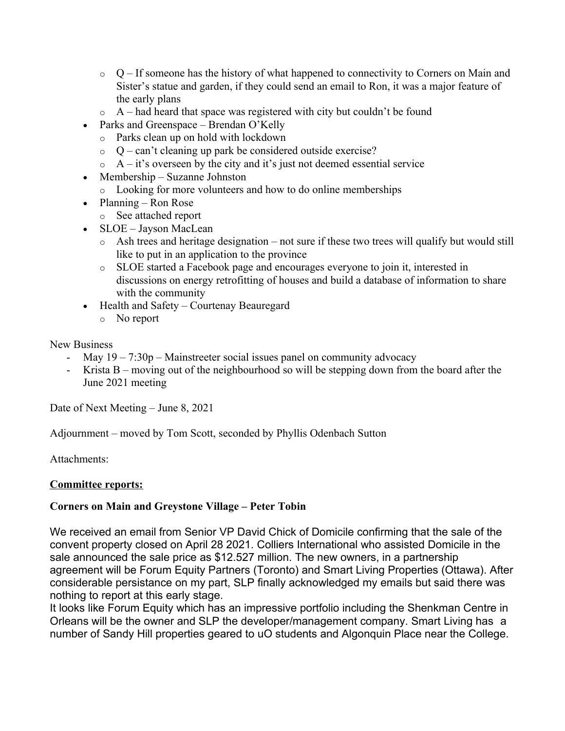- Q – If someone has the history of what happened to connectivity to Corners on Main and Sister's statue and garden, if they could send an email to Ron, it was a major feature of the early plans
  - A – had heard that space was registered with city but couldn't be found
- Parks and Greenspace – Brendan O'Kelly
  - Parks clean up on hold with lockdown
  - Q – can't cleaning up park be considered outside exercise?
  - A – it's overseen by the city and it's just not deemed essential service
- Membership – Suzanne Johnston
  - Looking for more volunteers and how to do online memberships
- Planning – Ron Rose
  - See attached report
- SLOE – Jayson MacLean
  - Ash trees and heritage designation – not sure if these two trees will qualify but would still like to put in an application to the province
  - SLOE started a Facebook page and encourages everyone to join it, interested in discussions on energy retrofitting of houses and build a database of information to share with the community
- Health and Safety – Courtenay Beauregard
  - No report

New Business

- May 19 – 7:30p – Mainstreeter social issues panel on community advocacy
- Krista B – moving out of the neighbourhood so will be stepping down from the board after the June 2021 meeting

Date of Next Meeting – June 8, 2021

Adjournment – moved by Tom Scott, seconded by Phyllis Odenbach Sutton

Attachments:

**Committee reports:**

**Corners on Main and Greystone Village – Peter Tobin**

We received an email from Senior VP David Chick of Domicile confirming that the sale of the convent property closed on April 28 2021. Colliers International who assisted Domicile in the sale announced the sale price as $12.527 million. The new owners, in a partnership agreement will be Forum Equity Partners (Toronto) and Smart Living Properties (Ottawa). After considerable persistance on my part, SLP finally acknowledged my emails but said there was nothing to report at this early stage.

It looks like Forum Equity which has an impressive portfolio including the Shenkman Centre in Orleans will be the owner and SLP the developer/management company. Smart Living has a number of Sandy Hill properties geared to uO students and Algonquin Place near the College.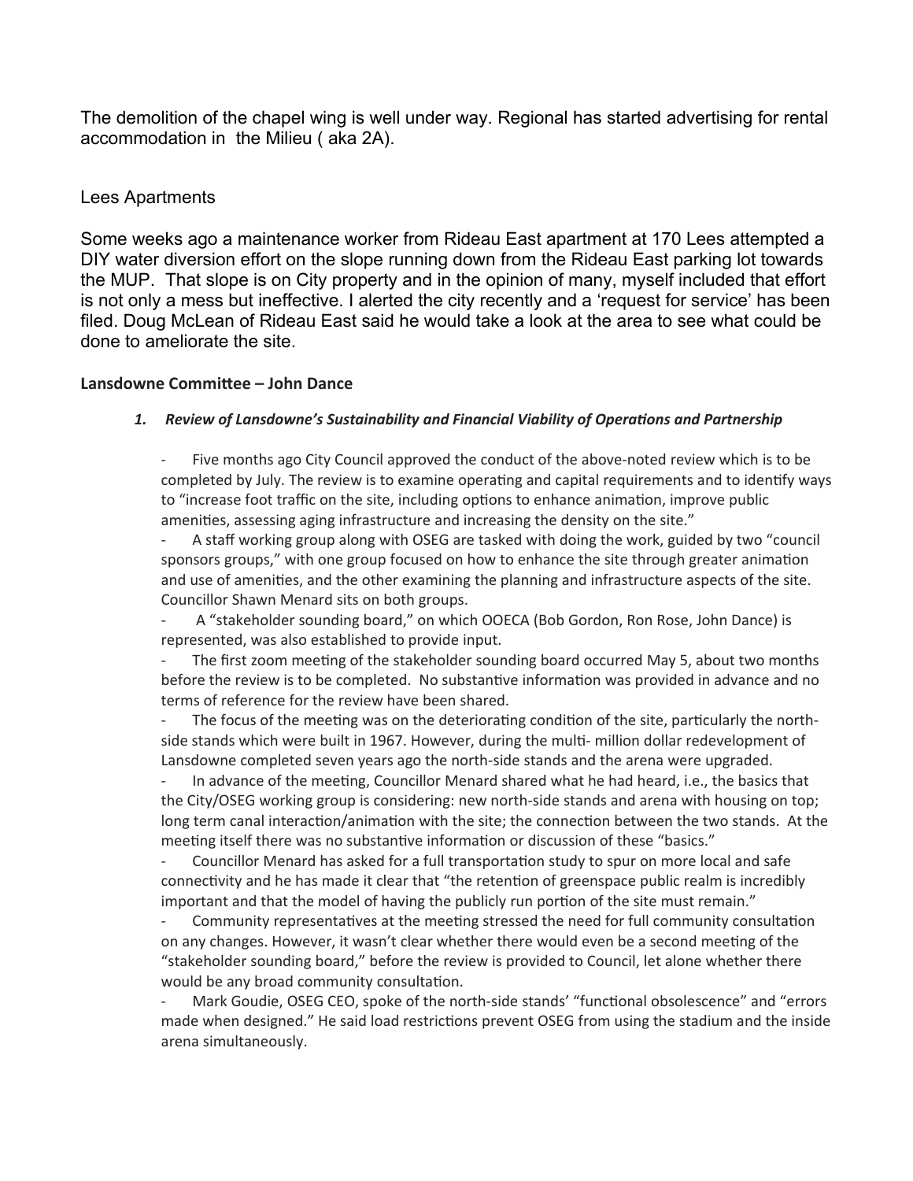The demolition of the chapel wing is well under way. Regional has started advertising for rental accommodation in the Milieu ( aka 2A).

Lees Apartments

Some weeks ago a maintenance worker from Rideau East apartment at 170 Lees attempted a DIY water diversion effort on the slope running down from the Rideau East parking lot towards the MUP. That slope is on City property and in the opinion of many, myself included that effort is not only a mess but ineffective. I alerted the city recently and a 'request for service' has been filed. Doug McLean of Rideau East said he would take a look at the area to see what could be done to ameliorate the site.

**Lansdowne Committee – John Dance**

***1. Review of Lansdowne's Sustainability and Financial Viability of Operations and Partnership***

- Five months ago City Council approved the conduct of the above-noted review which is to be completed by July. The review is to examine operating and capital requirements and to identify ways to "increase foot traffic on the site, including options to enhance animation, improve public amenities, assessing aging infrastructure and increasing the density on the site."
- A staff working group along with OSEG are tasked with doing the work, guided by two "council sponsors groups," with one group focused on how to enhance the site through greater animation and use of amenities, and the other examining the planning and infrastructure aspects of the site. Councillor Shawn Menard sits on both groups.
- A "stakeholder sounding board," on which OOECA (Bob Gordon, Ron Rose, John Dance) is represented, was also established to provide input.
- The first zoom meeting of the stakeholder sounding board occurred May 5, about two months before the review is to be completed. No substantive information was provided in advance and no terms of reference for the review have been shared.
- The focus of the meeting was on the deteriorating condition of the site, particularly the north-side stands which were built in 1967. However, during the multi- million dollar redevelopment of Lansdowne completed seven years ago the north-side stands and the arena were upgraded.
- In advance of the meeting, Councillor Menard shared what he had heard, i.e., the basics that the City/OSEG working group is considering: new north-side stands and arena with housing on top; long term canal interaction/animation with the site; the connection between the two stands. At the meeting itself there was no substantive information or discussion of these "basics."
- Councillor Menard has asked for a full transportation study to spur on more local and safe connectivity and he has made it clear that "the retention of greenspace public realm is incredibly important and that the model of having the publicly run portion of the site must remain."
- Community representatives at the meeting stressed the need for full community consultation on any changes. However, it wasn't clear whether there would even be a second meeting of the "stakeholder sounding board," before the review is provided to Council, let alone whether there would be any broad community consultation.
- Mark Goudie, OSEG CEO, spoke of the north-side stands' "functional obsolescence" and "errors made when designed." He said load restrictions prevent OSEG from using the stadium and the inside arena simultaneously.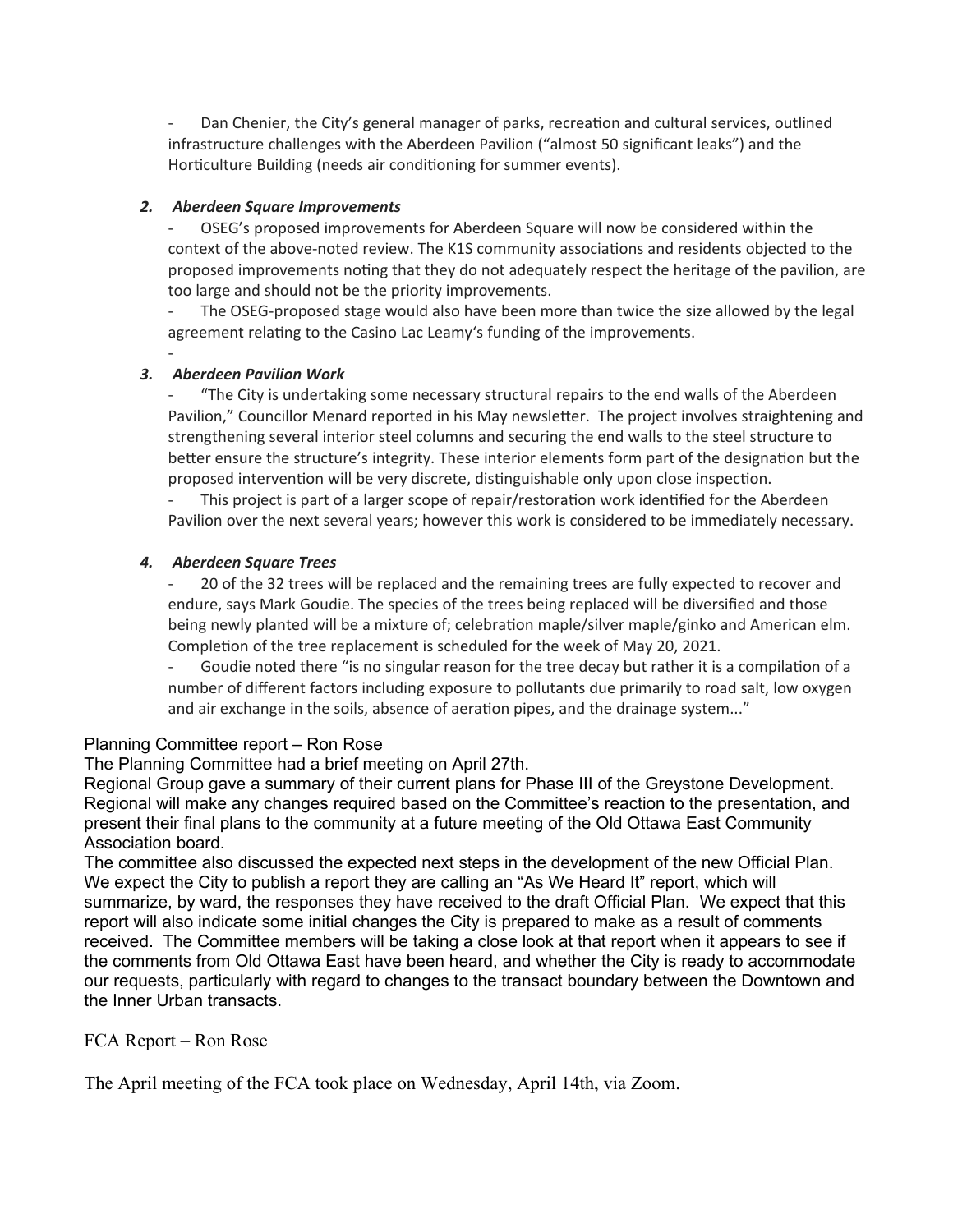- Dan Chenier, the City's general manager of parks, recreation and cultural services, outlined infrastructure challenges with the Aberdeen Pavilion ("almost 50 significant leaks") and the Horticulture Building (needs air conditioning for summer events).

### *2. Aberdeen Square Improvements*

- OSEG's proposed improvements for Aberdeen Square will now be considered within the context of the above-noted review. The K1S community associations and residents objected to the proposed improvements noting that they do not adequately respect the heritage of the pavilion, are too large and should not be the priority improvements.
- The OSEG-proposed stage would also have been more than twice the size allowed by the legal agreement relating to the Casino Lac Leamy's funding of the improvements.
-

### *3. Aberdeen Pavilion Work*

- "The City is undertaking some necessary structural repairs to the end walls of the Aberdeen Pavilion," Councillor Menard reported in his May newsletter. The project involves straightening and strengthening several interior steel columns and securing the end walls to the steel structure to better ensure the structure's integrity. These interior elements form part of the designation but the proposed intervention will be very discrete, distinguishable only upon close inspection.
- This project is part of a larger scope of repair/restoration work identified for the Aberdeen Pavilion over the next several years; however this work is considered to be immediately necessary.

### *4. Aberdeen Square Trees*

- 20 of the 32 trees will be replaced and the remaining trees are fully expected to recover and endure, says Mark Goudie. The species of the trees being replaced will be diversified and those being newly planted will be a mixture of; celebration maple/silver maple/ginko and American elm. Completion of the tree replacement is scheduled for the week of May 20, 2021.
- Goudie noted there "is no singular reason for the tree decay but rather it is a compilation of a number of different factors including exposure to pollutants due primarily to road salt, low oxygen and air exchange in the soils, absence of aeration pipes, and the drainage system..."

Planning Committee report – Ron Rose

The Planning Committee had a brief meeting on April 27th.

Regional Group gave a summary of their current plans for Phase III of the Greystone Development. Regional will make any changes required based on the Committee's reaction to the presentation, and present their final plans to the community at a future meeting of the Old Ottawa East Community Association board.

The committee also discussed the expected next steps in the development of the new Official Plan. We expect the City to publish a report they are calling an "As We Heard It" report, which will summarize, by ward, the responses they have received to the draft Official Plan. We expect that this report will also indicate some initial changes the City is prepared to make as a result of comments received. The Committee members will be taking a close look at that report when it appears to see if the comments from Old Ottawa East have been heard, and whether the City is ready to accommodate our requests, particularly with regard to changes to the transact boundary between the Downtown and the Inner Urban transacts.

FCA Report – Ron Rose

The April meeting of the FCA took place on Wednesday, April 14th, via Zoom.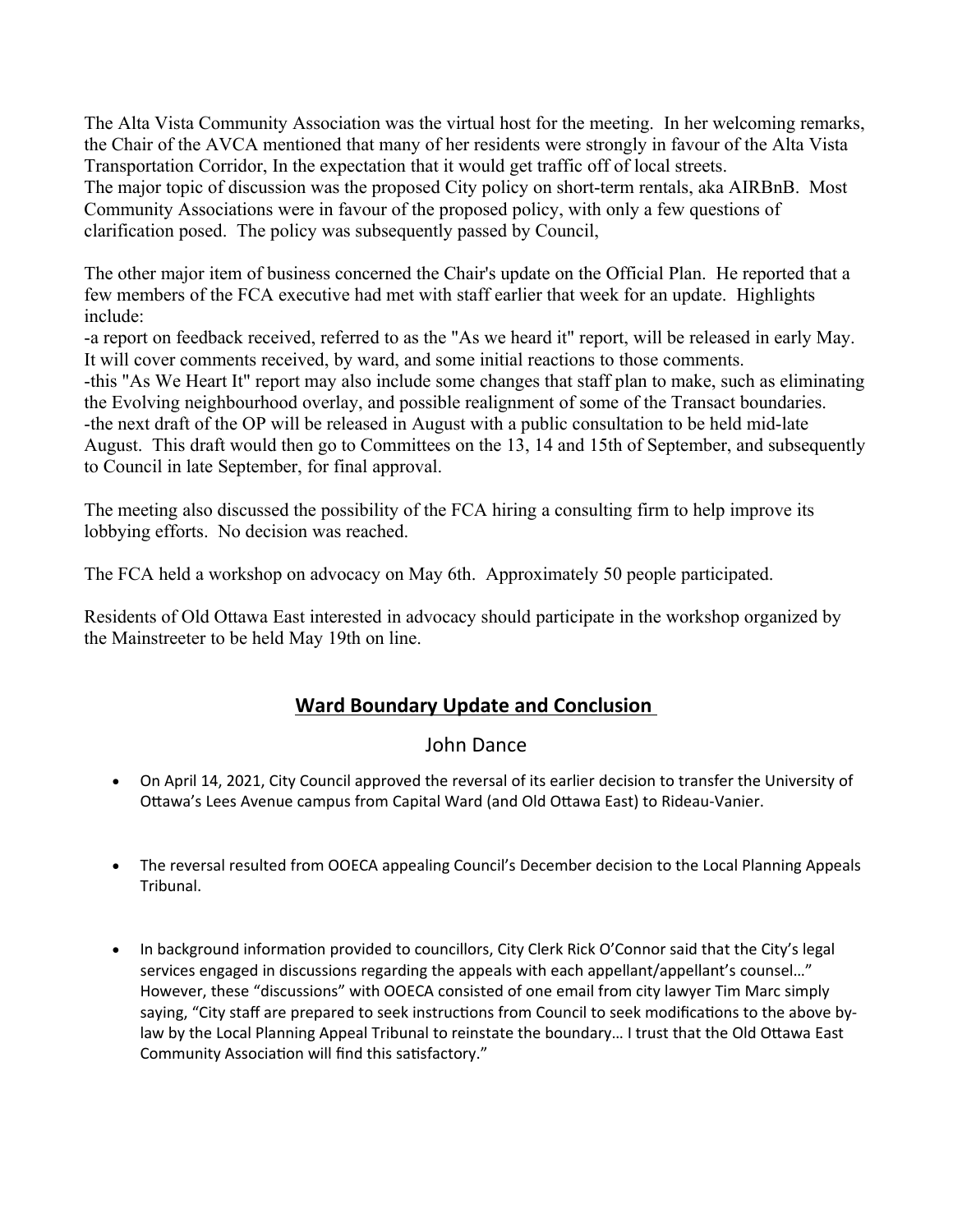The Alta Vista Community Association was the virtual host for the meeting. In her welcoming remarks, the Chair of the AVCA mentioned that many of her residents were strongly in favour of the Alta Vista Transportation Corridor, In the expectation that it would get traffic off of local streets.
The major topic of discussion was the proposed City policy on short-term rentals, aka AIRBnB. Most Community Associations were in favour of the proposed policy, with only a few questions of clarification posed. The policy was subsequently passed by Council,

The other major item of business concerned the Chair's update on the Official Plan. He reported that a few members of the FCA executive had met with staff earlier that week for an update. Highlights include:
-a report on feedback received, referred to as the "As we heard it" report, will be released in early May. It will cover comments received, by ward, and some initial reactions to those comments.
-this "As We Heart It" report may also include some changes that staff plan to make, such as eliminating the Evolving neighbourhood overlay, and possible realignment of some of the Transact boundaries.
-the next draft of the OP will be released in August with a public consultation to be held mid-late August. This draft would then go to Committees on the 13, 14 and 15th of September, and subsequently to Council in late September, for final approval.

The meeting also discussed the possibility of the FCA hiring a consulting firm to help improve its lobbying efforts. No decision was reached.

The FCA held a workshop on advocacy on May 6th. Approximately 50 people participated.

Residents of Old Ottawa East interested in advocacy should participate in the workshop organized by the Mainstreeter to be held May 19th on line.

## Ward Boundary Update and Conclusion

John Dance

- On April 14, 2021, City Council approved the reversal of its earlier decision to transfer the University of Ottawa's Lees Avenue campus from Capital Ward (and Old Ottawa East) to Rideau-Vanier.

- The reversal resulted from OOECA appealing Council's December decision to the Local Planning Appeals Tribunal.

- In background information provided to councillors, City Clerk Rick O'Connor said that the City's legal services engaged in discussions regarding the appeals with each appellant/appellant's counsel…" However, these "discussions" with OOECA consisted of one email from city lawyer Tim Marc simply saying, "City staff are prepared to seek instructions from Council to seek modifications to the above by-law by the Local Planning Appeal Tribunal to reinstate the boundary… I trust that the Old Ottawa East Community Association will find this satisfactory."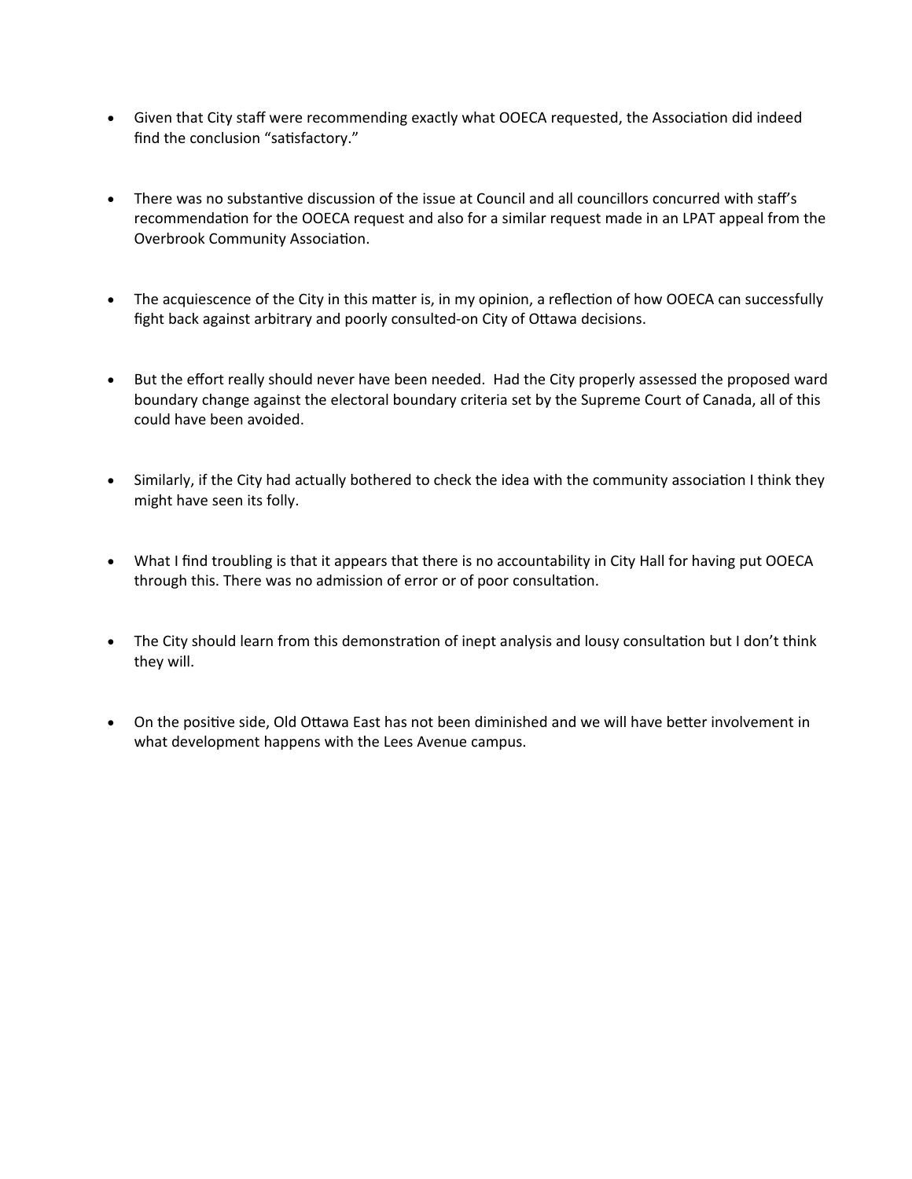- Given that City staff were recommending exactly what OOECA requested, the Association did indeed find the conclusion "satisfactory."

- There was no substantive discussion of the issue at Council and all councillors concurred with staff's recommendation for the OOECA request and also for a similar request made in an LPAT appeal from the Overbrook Community Association.

- The acquiescence of the City in this matter is, in my opinion, a reflection of how OOECA can successfully fight back against arbitrary and poorly consulted-on City of Ottawa decisions.

- But the effort really should never have been needed. Had the City properly assessed the proposed ward boundary change against the electoral boundary criteria set by the Supreme Court of Canada, all of this could have been avoided.

- Similarly, if the City had actually bothered to check the idea with the community association I think they might have seen its folly.

- What I find troubling is that it appears that there is no accountability in City Hall for having put OOECA through this. There was no admission of error or of poor consultation.

- The City should learn from this demonstration of inept analysis and lousy consultation but I don't think they will.

- On the positive side, Old Ottawa East has not been diminished and we will have better involvement in what development happens with the Lees Avenue campus.